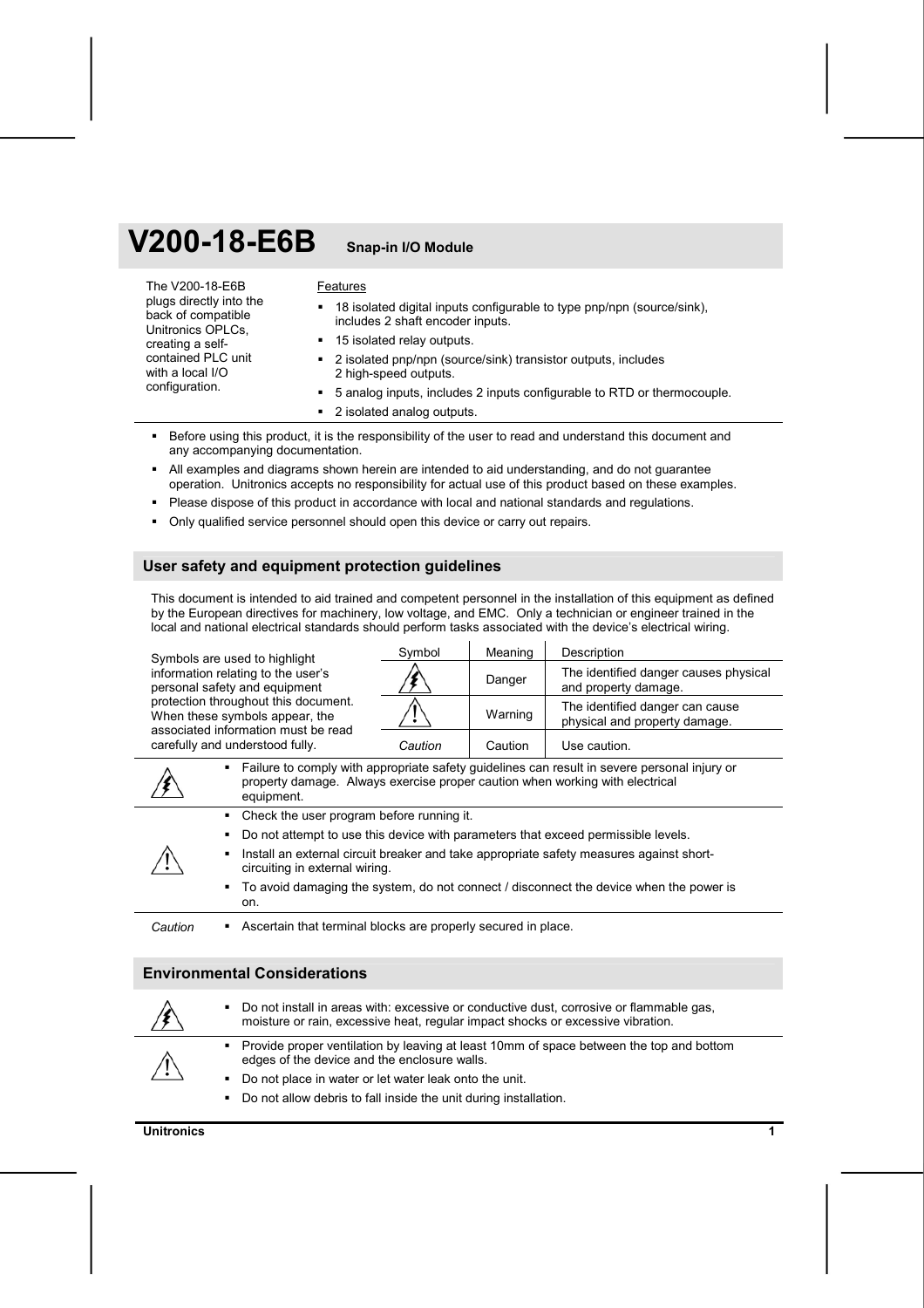# V200-18-E6B Snap-in I/O Module

The V200-18-E6B plugs directly into the back of compatible Unitronics OPLCs, creating a self-contained PLC unit with a local I/O configuration.

Features

- 18 isolated digital inputs configurable to type pnp/npn (source/sink), includes 2 shaft encoder inputs.
- 15 isolated relay outputs.
- 2 isolated pnp/npn (source/sink) transistor outputs, includes 2 high-speed outputs.
- 5 analog inputs, includes 2 inputs configurable to RTD or thermocouple.
- 2 isolated analog outputs.

- Before using this product, it is the responsibility of the user to read and understand this document and any accompanying documentation.
- All examples and diagrams shown herein are intended to aid understanding, and do not guarantee operation. Unitronics accepts no responsibility for actual use of this product based on these examples.
- Please dispose of this product in accordance with local and national standards and regulations.
- Only qualified service personnel should open this device or carry out repairs.

## User safety and equipment protection guidelines

This document is intended to aid trained and competent personnel in the installation of this equipment as defined by the European directives for machinery, low voltage, and EMC. Only a technician or engineer trained in the local and national electrical standards should perform tasks associated with the device's electrical wiring.

Symbols are used to highlight information relating to the user's personal safety and equipment protection throughout this document. When these symbols appear, the associated information must be read carefully and understood fully.

| Symbol | Meaning | Description |
|---|---|---|
| ⚡ | Danger | The identified danger causes physical and property damage. |
| ⚠ | Warning | The identified danger can cause physical and property damage. |
| *Caution* | Caution | Use caution. |

| | |
|---|---|
| ⚡ | ▪ Failure to comply with appropriate safety guidelines can result in severe personal injury or property damage. Always exercise proper caution when working with electrical equipment. |
| ⚠ | ▪ Check the user program before running it.<br>▪ Do not attempt to use this device with parameters that exceed permissible levels.<br>▪ Install an external circuit breaker and take appropriate safety measures against short-circuiting in external wiring.<br>▪ To avoid damaging the system, do not connect / disconnect the device when the power is on. |
| *Caution* | ▪ Ascertain that terminal blocks are properly secured in place. |

## Environmental Considerations

| | |
|---|---|
| ⚡ | ▪ Do not install in areas with: excessive or conductive dust, corrosive or flammable gas, moisture or rain, excessive heat, regular impact shocks or excessive vibration. |
| ⚠ | ▪ Provide proper ventilation by leaving at least 10mm of space between the top and bottom edges of the device and the enclosure walls.<br>▪ Do not place in water or let water leak onto the unit.<br>▪ Do not allow debris to fall inside the unit during installation. |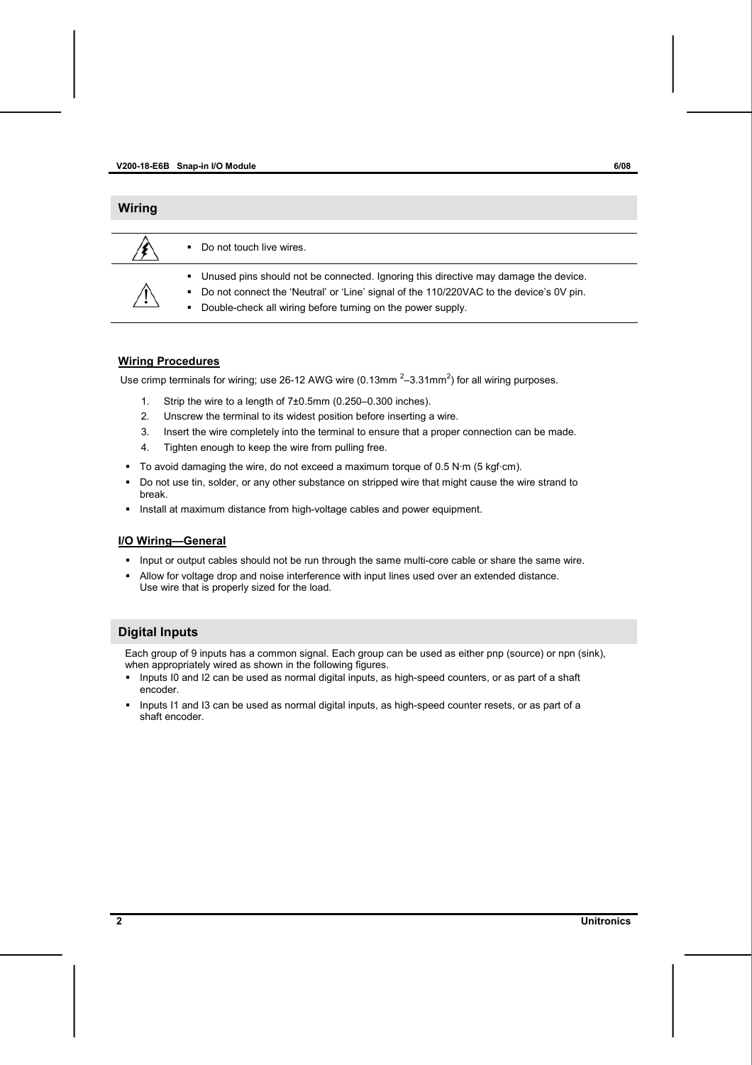## Wiring

- Do not touch live wires.

- Unused pins should not be connected. Ignoring this directive may damage the device.
- Do not connect the 'Neutral' or 'Line' signal of the 110/220VAC to the device's 0V pin.
- Double-check all wiring before turning on the power supply.

### Wiring Procedures

Use crimp terminals for wiring; use 26-12 AWG wire ($0.13mm^2$–$3.31mm^2$) for all wiring purposes.

1. Strip the wire to a length of 7±0.5mm (0.250–0.300 inches).
2. Unscrew the terminal to its widest position before inserting a wire.
3. Insert the wire completely into the terminal to ensure that a proper connection can be made.
4. Tighten enough to keep the wire from pulling free.

- To avoid damaging the wire, do not exceed a maximum torque of 0.5 N·m (5 kgf·cm).
- Do not use tin, solder, or any other substance on stripped wire that might cause the wire strand to break.
- Install at maximum distance from high-voltage cables and power equipment.

### I/O Wiring—General

- Input or output cables should not be run through the same multi-core cable or share the same wire.
- Allow for voltage drop and noise interference with input lines used over an extended distance. Use wire that is properly sized for the load.

## Digital Inputs

Each group of 9 inputs has a common signal. Each group can be used as either pnp (source) or npn (sink), when appropriately wired as shown in the following figures.

- Inputs I0 and I2 can be used as normal digital inputs, as high-speed counters, or as part of a shaft encoder.
- Inputs I1 and I3 can be used as normal digital inputs, as high-speed counter resets, or as part of a shaft encoder.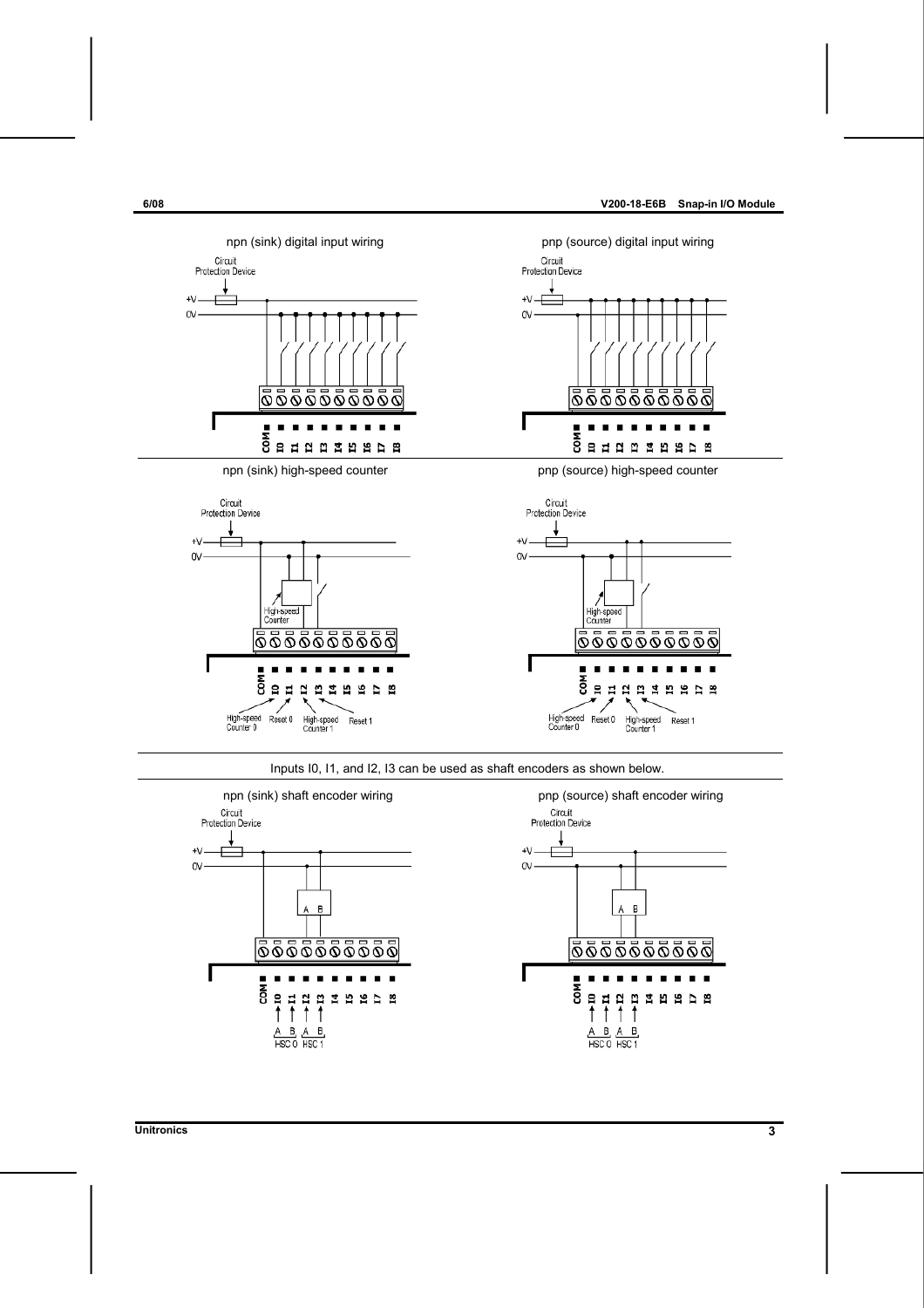npn (sink) digital input wiring

pnp (source) digital input wiring

npn (sink) high-speed counter

pnp (source) high-speed counter

Inputs I0, I1, and I2, I3 can be used as shaft encoders as shown below.

npn (sink) shaft encoder wiring

pnp (source) shaft encoder wiring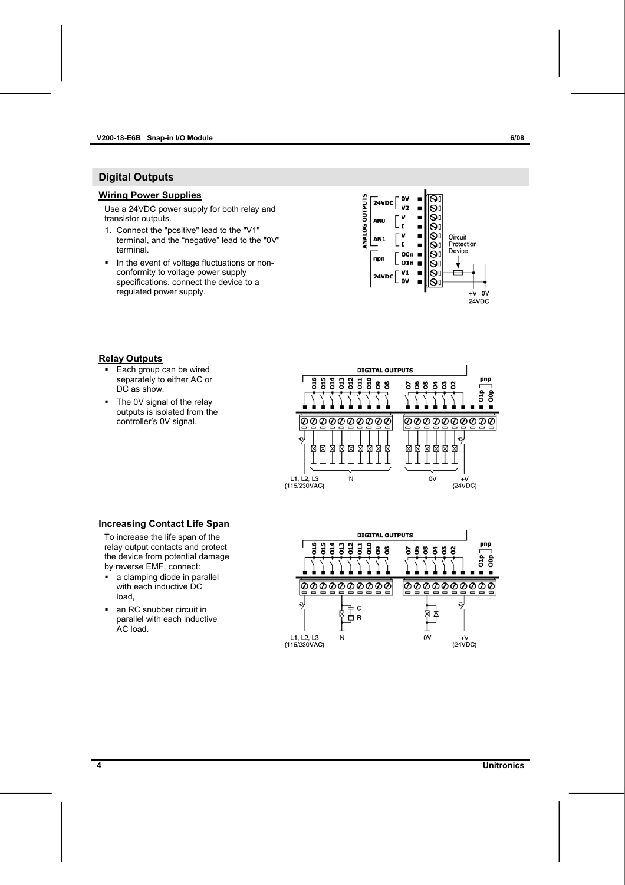## Digital Outputs

### Wiring Power Supplies

Use a 24VDC power supply for both relay and transistor outputs.

1. Connect the "positive" lead to the "V1" terminal, and the "negative" lead to the "0V" terminal.

- In the event of voltage fluctuations or non-conformity to voltage power supply specifications, connect the device to a regulated power supply.

### Relay Outputs

- Each group can be wired separately to either AC or DC as show.
- The 0V signal of the relay outputs is isolated from the controller's 0V signal.

### Increasing Contact Life Span

To increase the life span of the relay output contacts and protect the device from potential damage by reverse EMF, connect:

- a clamping diode in parallel with each inductive DC load,
- an RC snubber circuit in parallel with each inductive AC load.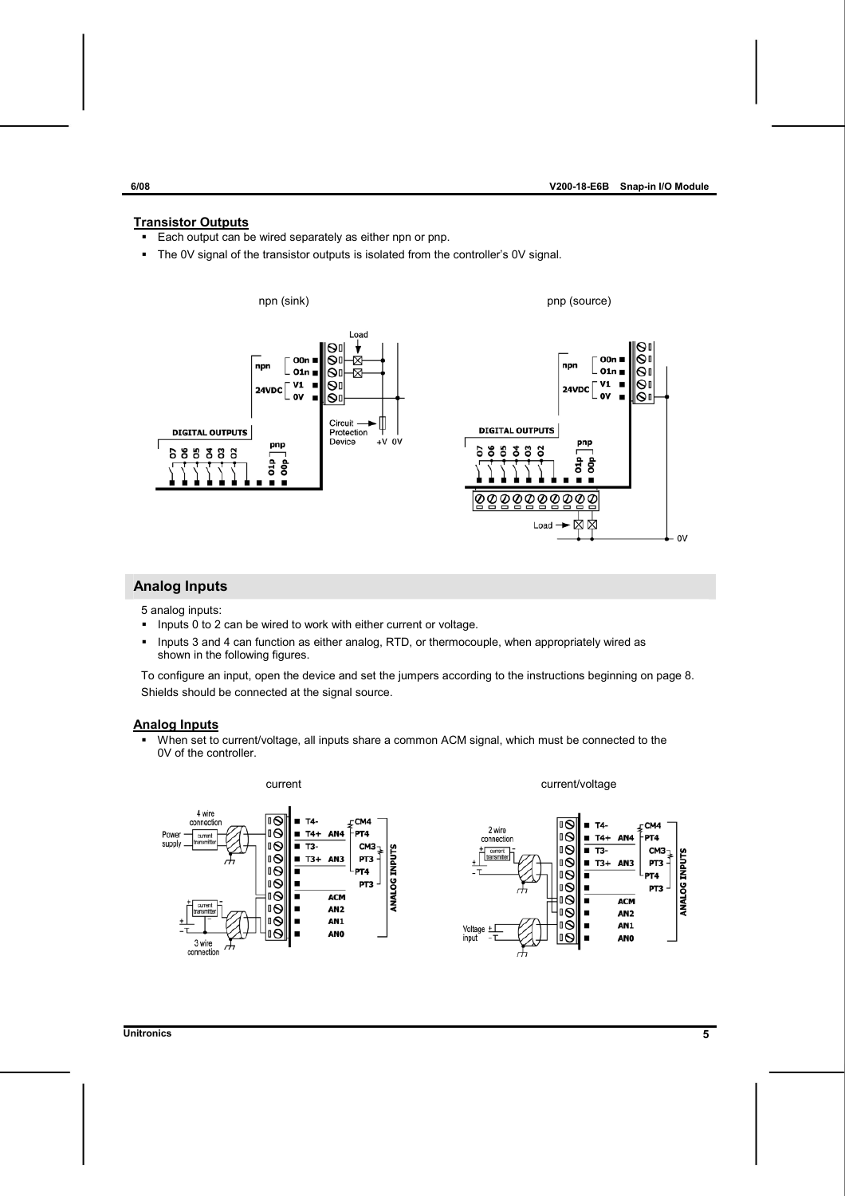### Transistor Outputs

- Each output can be wired separately as either npn or pnp.
- The 0V signal of the transistor outputs is isolated from the controller's 0V signal.

npn (sink) pnp (source)

## Analog Inputs

5 analog inputs:

- Inputs 0 to 2 can be wired to work with either current or voltage.
- Inputs 3 and 4 can function as either analog, RTD, or thermocouple, when appropriately wired as shown in the following figures.

To configure an input, open the device and set the jumpers according to the instructions beginning on page 8.

Shields should be connected at the signal source.

### Analog Inputs

- When set to current/voltage, all inputs share a common ACM signal, which must be connected to the 0V of the controller.

current current/voltage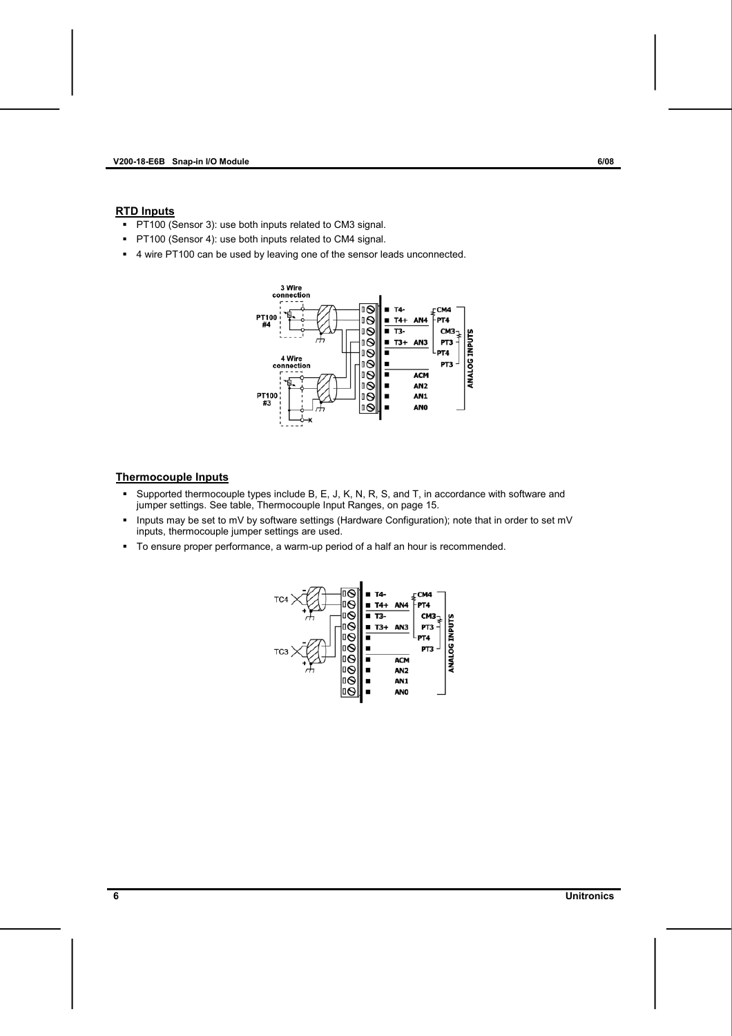## RTD Inputs

- PT100 (Sensor 3): use both inputs related to CM3 signal.
- PT100 (Sensor 4): use both inputs related to CM4 signal.
- 4 wire PT100 can be used by leaving one of the sensor leads unconnected.

## Thermocouple Inputs

- Supported thermocouple types include B, E, J, K, N, R, S, and T, in accordance with software and jumper settings. See table, Thermocouple Input Ranges, on page 15.
- Inputs may be set to mV by software settings (Hardware Configuration); note that in order to set mV inputs, thermocouple jumper settings are used.
- To ensure proper performance, a warm-up period of a half an hour is recommended.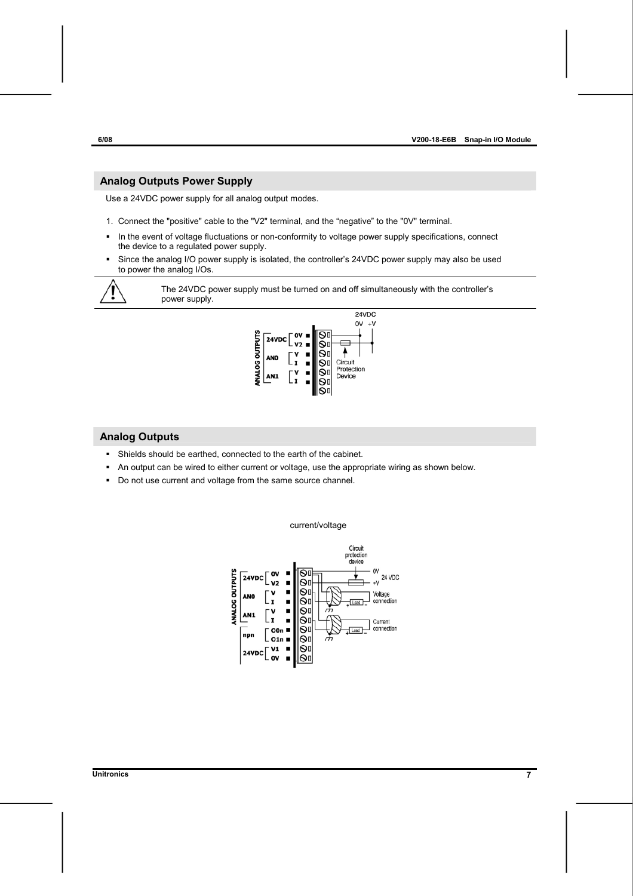## Analog Outputs Power Supply

Use a 24VDC power supply for all analog output modes.

1. Connect the "positive" cable to the "V2" terminal, and the "negative" to the "0V" terminal.

- In the event of voltage fluctuations or non-conformity to voltage power supply specifications, connect the device to a regulated power supply.
- Since the analog I/O power supply is isolated, the controller's 24VDC power supply may also be used to power the analog I/Os.

> ⚠ The 24VDC power supply must be turned on and off simultaneously with the controller's power supply.

## Analog Outputs

- Shields should be earthed, connected to the earth of the cabinet.
- An output can be wired to either current or voltage, use the appropriate wiring as shown below.
- Do not use current and voltage from the same source channel.

current/voltage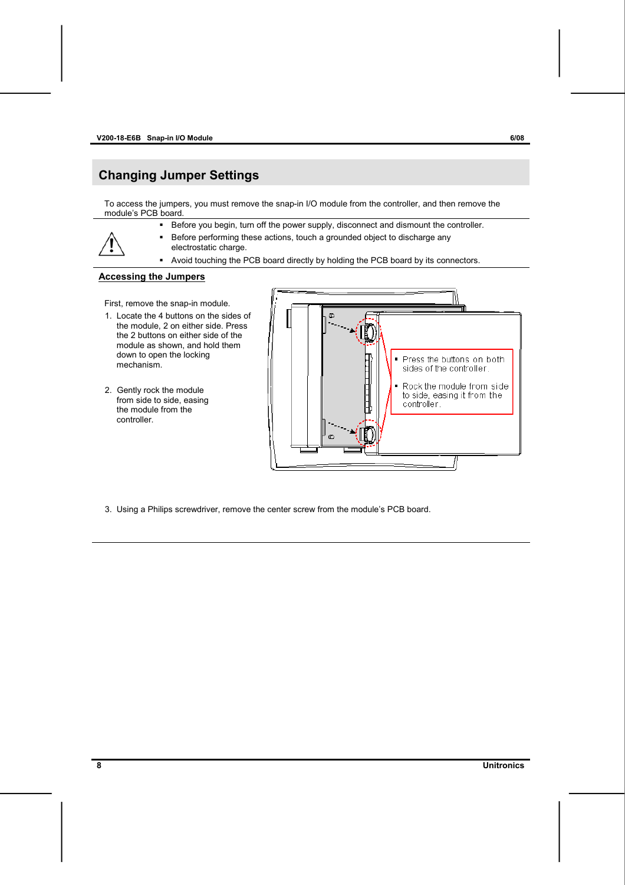## Changing Jumper Settings

To access the jumpers, you must remove the snap-in I/O module from the controller, and then remove the module's PCB board.

- Before you begin, turn off the power supply, disconnect and dismount the controller.
- Before performing these actions, touch a grounded object to discharge any electrostatic charge.
- Avoid touching the PCB board directly by holding the PCB board by its connectors.

### Accessing the Jumpers

First, remove the snap-in module.

1. Locate the 4 buttons on the sides of the module, 2 on either side. Press the 2 buttons on either side of the module as shown, and hold them down to open the locking mechanism.
2. Gently rock the module from side to side, easing the module from the controller.

- Press the buttons on both sides of the controller.
- Rock the module from side to side, easing it from the controller.

3. Using a Philips screwdriver, remove the center screw from the module's PCB board.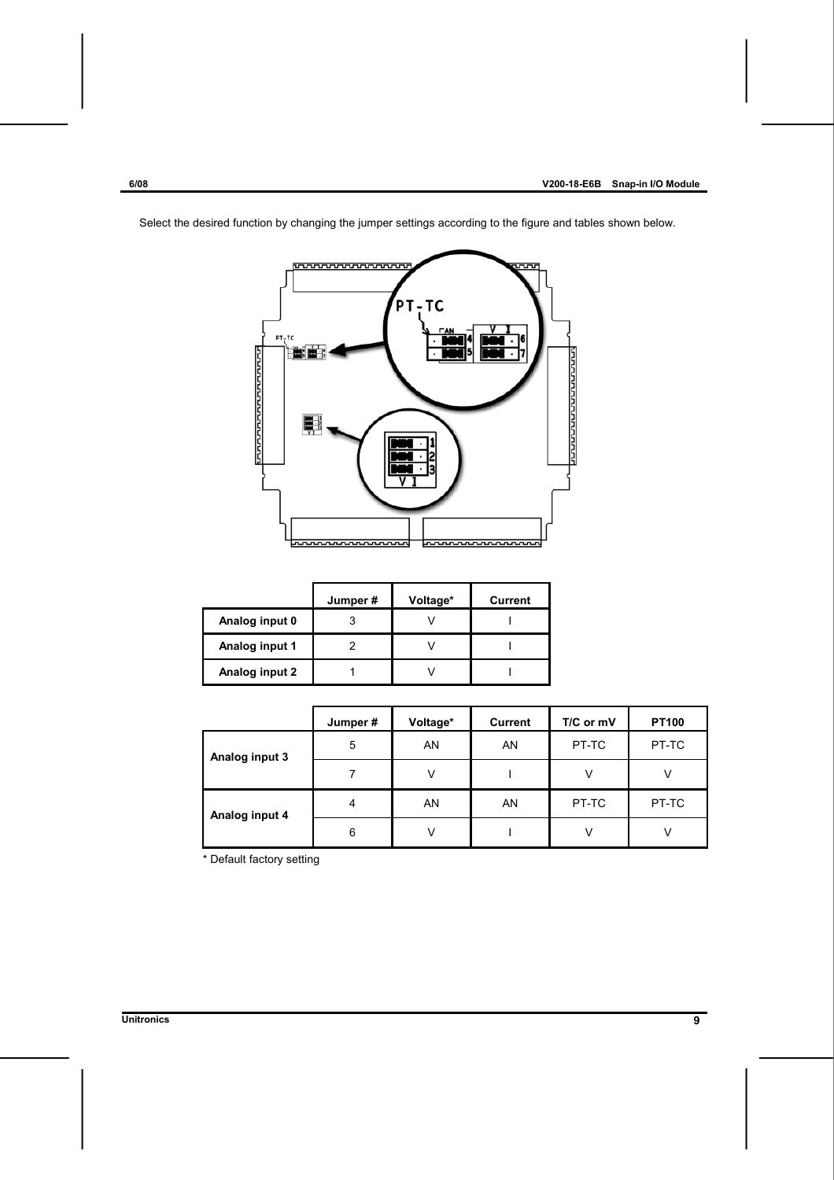Select the desired function by changing the jumper settings according to the figure and tables shown below.

| | Jumper # | Voltage* | Current |
|---|---|---|---|
| **Analog input 0** | 3 | V | I |
| **Analog input 1** | 2 | V | I |
| **Analog input 2** | 1 | V | I |

| | Jumper # | Voltage* | Current | T/C or mV | PT100 |
|---|---|---|---|---|---|
| **Analog input 3** | 5 | AN | AN | PT-TC | PT-TC |
| | 7 | V | I | V | V |
| **Analog input 4** | 4 | AN | AN | PT-TC | PT-TC |
| | 6 | V | I | V | V |

* Default factory setting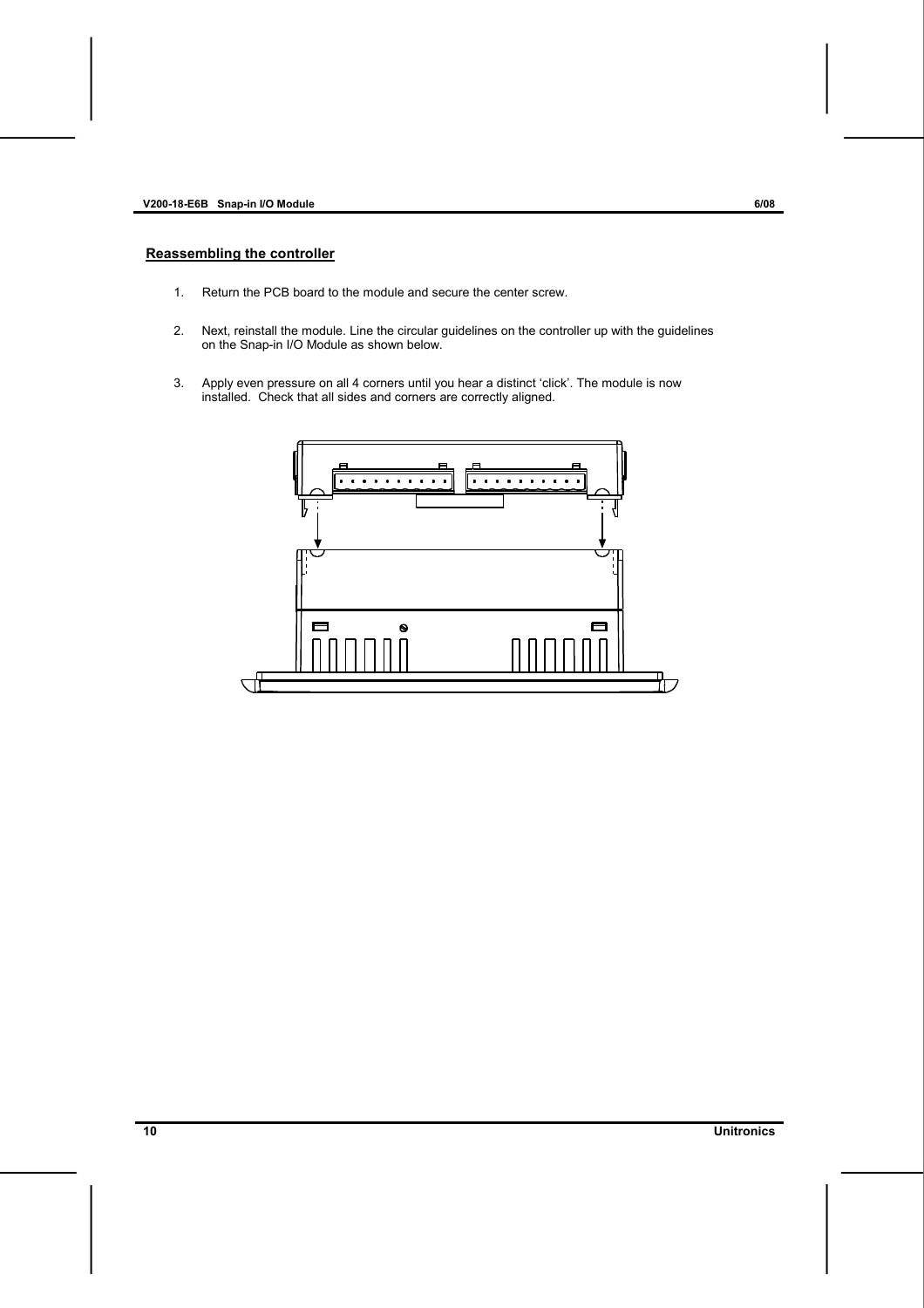## Reassembling the controller

1. Return the PCB board to the module and secure the center screw.
2. Next, reinstall the module. Line the circular guidelines on the controller up with the guidelines on the Snap-in I/O Module as shown below.
3. Apply even pressure on all 4 corners until you hear a distinct 'click'. The module is now installed. Check that all sides and corners are correctly aligned.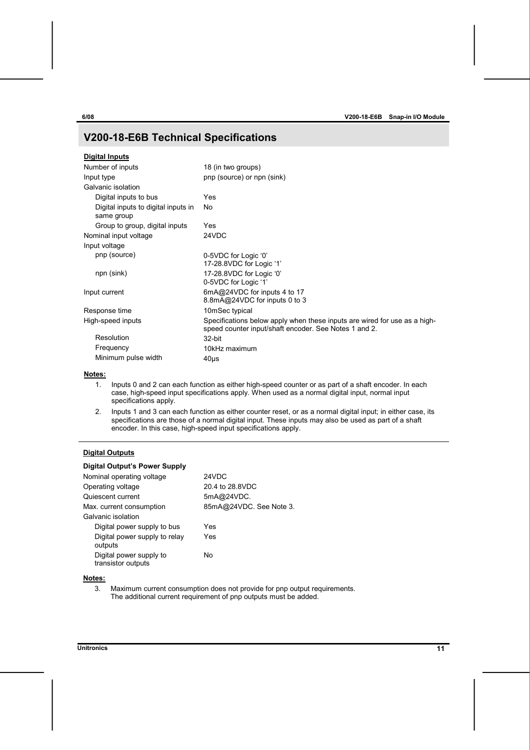## V200-18-E6B Technical Specifications

**Digital Inputs**

| | |
|---|---|
| Number of inputs | 18 (in two groups) |
| Input type | pnp (source) or npn (sink) |
| Galvanic isolation | |
| Digital inputs to bus | Yes |
| Digital inputs to digital inputs in same group | No |
| Group to group, digital inputs | Yes |
| Nominal input voltage | 24VDC |
| Input voltage | |
| pnp (source) | 0-5VDC for Logic '0'<br>17-28.8VDC for Logic '1' |
| npn (sink) | 17-28.8VDC for Logic '0'<br>0-5VDC for Logic '1' |
| Input current | 6mA@24VDC for inputs 4 to 17<br>8.8mA@24VDC for inputs 0 to 3 |
| Response time | 10mSec typical |
| High-speed inputs | Specifications below apply when these inputs are wired for use as a high-speed counter input/shaft encoder. See Notes 1 and 2. |
| Resolution | 32-bit |
| Frequency | 10kHz maximum |
| Minimum pulse width | 40μs |

**Notes:**

1. Inputs 0 and 2 can each function as either high-speed counter or as part of a shaft encoder. In each case, high-speed input specifications apply. When used as a normal digital input, normal input specifications apply.
2. Inputs 1 and 3 can each function as either counter reset, or as a normal digital input; in either case, its specifications are those of a normal digital input. These inputs may also be used as part of a shaft encoder. In this case, high-speed input specifications apply.

**Digital Outputs**

**Digital Output's Power Supply**

| | |
|---|---|
| Nominal operating voltage | 24VDC |
| Operating voltage | 20.4 to 28.8VDC |
| Quiescent current | 5mA@24VDC. |
| Max. current consumption | 85mA@24VDC. See Note 3. |
| Galvanic isolation | |
| Digital power supply to bus | Yes |
| Digital power supply to relay outputs | Yes |
| Digital power supply to transistor outputs | No |

**Notes:**

3. Maximum current consumption does not provide for pnp output requirements. The additional current requirement of pnp outputs must be added.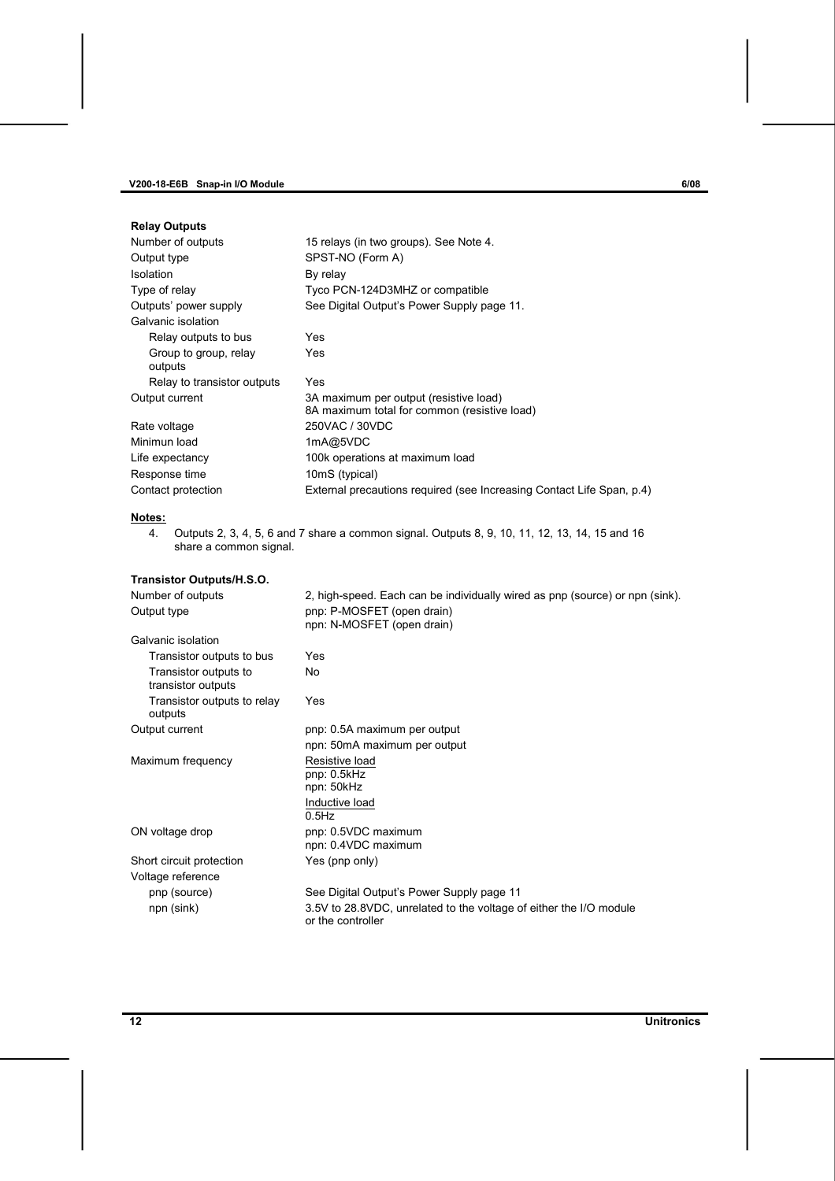**Relay Outputs**

| | |
|---|---|
| Number of outputs | 15 relays (in two groups). See Note 4. |
| Output type | SPST-NO (Form A) |
| Isolation | By relay |
| Type of relay | Tyco PCN-124D3MHZ or compatible |
| Outputs' power supply | See Digital Output's Power Supply page 11. |
| Galvanic isolation | |
| Relay outputs to bus | Yes |
| Group to group, relay outputs | Yes |
| Relay to transistor outputs | Yes |
| Output current | 3A maximum per output (resistive load)<br>8A maximum total for common (resistive load) |
| Rate voltage | 250VAC / 30VDC |
| Minimun load | 1mA@5VDC |
| Life expectancy | 100k operations at maximum load |
| Response time | 10mS (typical) |
| Contact protection | External precautions required (see Increasing Contact Life Span, p.4) |

**Notes:**

4. Outputs 2, 3, 4, 5, 6 and 7 share a common signal. Outputs 8, 9, 10, 11, 12, 13, 14, 15 and 16 share a common signal.

**Transistor Outputs/H.S.O.**

| | |
|---|---|
| Number of outputs | 2, high-speed. Each can be individually wired as pnp (source) or npn (sink). |
| Output type | pnp: P-MOSFET (open drain)<br>npn: N-MOSFET (open drain) |
| Galvanic isolation | |
| Transistor outputs to bus | Yes |
| Transistor outputs to transistor outputs | No |
| Transistor outputs to relay outputs | Yes |
| Output current | pnp: 0.5A maximum per output<br>npn: 50mA maximum per output |
| Maximum frequency | Resistive load<br>pnp: 0.5kHz<br>npn: 50kHz<br>Inductive load<br>0.5Hz |
| ON voltage drop | pnp: 0.5VDC maximum<br>npn: 0.4VDC maximum |
| Short circuit protection | Yes (pnp only) |
| Voltage reference | |
| pnp (source) | See Digital Output's Power Supply page 11 |
| npn (sink) | 3.5V to 28.8VDC, unrelated to the voltage of either the I/O module or the controller |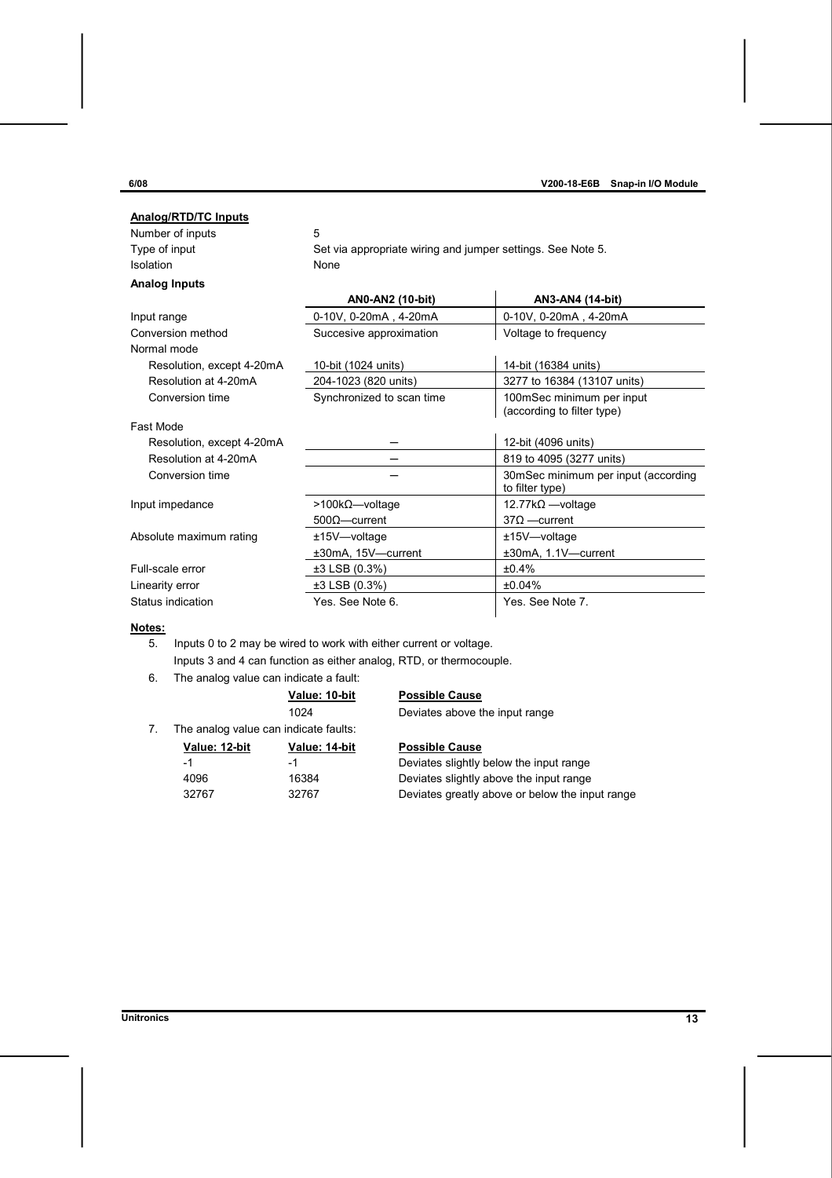## Analog/RTD/TC Inputs

| | |
|---|---|
| Number of inputs | 5 |
| Type of input | Set via appropriate wiring and jumper settings. See Note 5. |
| Isolation | None |

**Analog Inputs**

| | AN0-AN2 (10-bit) | AN3-AN4 (14-bit) |
|---|---|---|
| Input range | 0-10V, 0-20mA , 4-20mA | 0-10V, 0-20mA , 4-20mA |
| Conversion method | Succesive approximation | Voltage to frequency |
| Normal mode | | |
| Resolution, except 4-20mA | 10-bit (1024 units) | 14-bit (16384 units) |
| Resolution at 4-20mA | 204-1023 (820 units) | 3277 to 16384 (13107 units) |
| Conversion time | Synchronized to scan time | 100mSec minimum per input (according to filter type) |
| Fast Mode | | |
| Resolution, except 4-20mA | – | 12-bit (4096 units) |
| Resolution at 4-20mA | – | 819 to 4095 (3277 units) |
| Conversion time | – | 30mSec minimum per input (according to filter type) |
| Input impedance | >100kΩ—voltage<br>500Ω—current | 12.77kΩ —voltage<br>37Ω —current |
| Absolute maximum rating | ±15V—voltage<br>±30mA, 15V—current | ±15V—voltage<br>±30mA, 1.1V—current |
| Full-scale error | ±3 LSB (0.3%) | ±0.4% |
| Linearity error | ±3 LSB (0.3%) | ±0.04% |
| Status indication | Yes. See Note 6. | Yes. See Note 7. |

**Notes:**

5. Inputs 0 to 2 may be wired to work with either current or voltage.
   Inputs 3 and 4 can function as either analog, RTD, or thermocouple.
6. The analog value can indicate a fault:

| Value: 10-bit | Possible Cause |
|---|---|
| 1024 | Deviates above the input range |

7. The analog value can indicate faults:

| Value: 12-bit | Value: 14-bit | Possible Cause |
|---|---|---|
| -1 | -1 | Deviates slightly below the input range |
| 4096 | 16384 | Deviates slightly above the input range |
| 32767 | 32767 | Deviates greatly above or below the input range |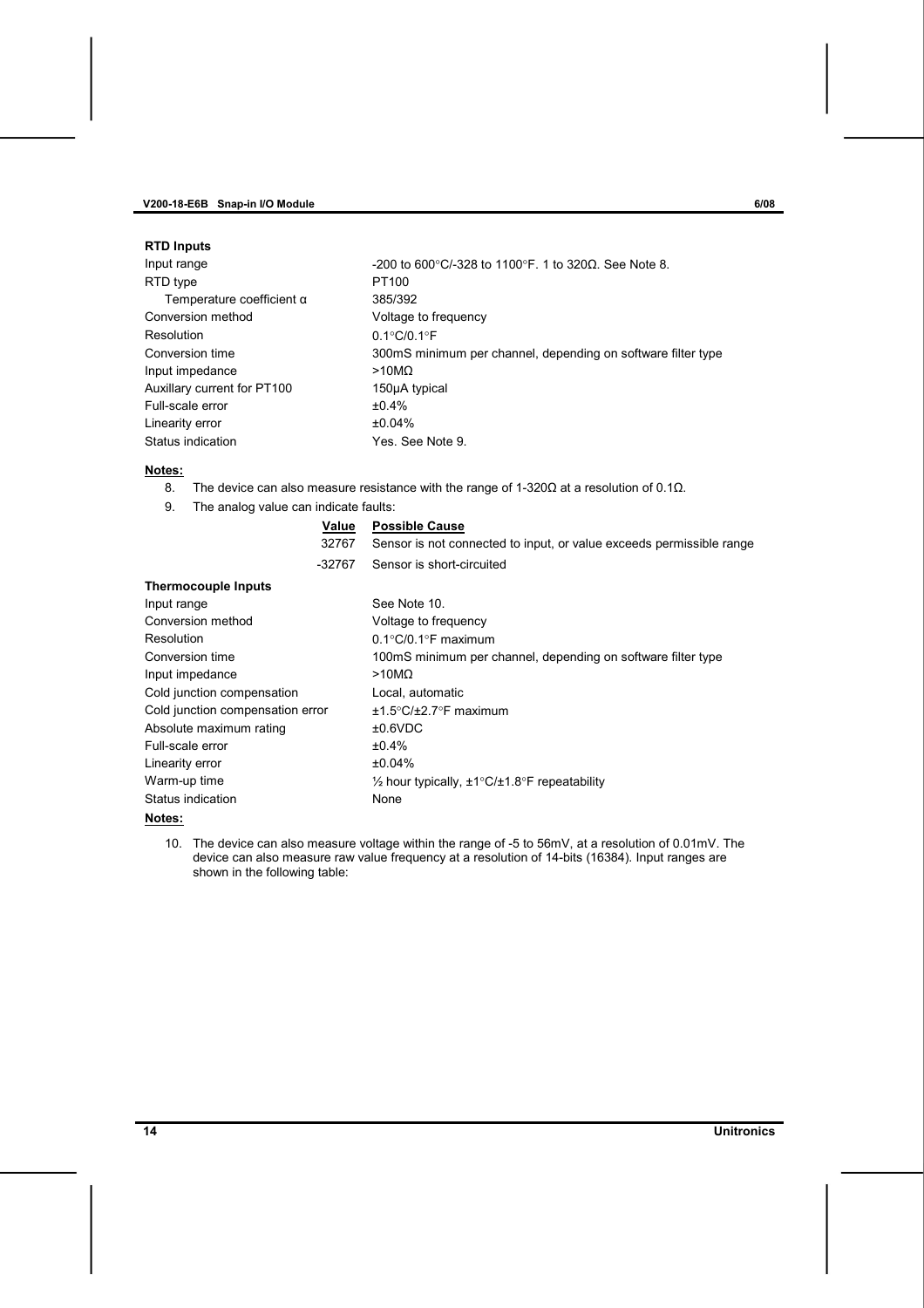### RTD Inputs

| | |
|---|---|
| Input range | -200 to 600°C/-328 to 1100°F. 1 to 320Ω. See Note 8. |
| RTD type | PT100 |
| Temperature coefficient α | 385/392 |
| Conversion method | Voltage to frequency |
| Resolution | 0.1°C/0.1°F |
| Conversion time | 300mS minimum per channel, depending on software filter type |
| Input impedance | >10MΩ |
| Auxillary current for PT100 | 150μA typical |
| Full-scale error | ±0.4% |
| Linearity error | ±0.04% |
| Status indication | Yes. See Note 9. |

**Notes:**

8. The device can also measure resistance with the range of 1-320Ω at a resolution of 0.1Ω.
9. The analog value can indicate faults:

| Value | Possible Cause |
|---|---|
| 32767 | Sensor is not connected to input, or value exceeds permissible range |
| -32767 | Sensor is short-circuited |

### Thermocouple Inputs

| | |
|---|---|
| Input range | See Note 10. |
| Conversion method | Voltage to frequency |
| Resolution | 0.1°C/0.1°F maximum |
| Conversion time | 100mS minimum per channel, depending on software filter type |
| Input impedance | >10MΩ |
| Cold junction compensation | Local, automatic |
| Cold junction compensation error | ±1.5°C/±2.7°F maximum |
| Absolute maximum rating | ±0.6VDC |
| Full-scale error | ±0.4% |
| Linearity error | ±0.04% |
| Warm-up time | ½ hour typically, ±1°C/±1.8°F repeatability |
| Status indication | None |

**Notes:**

10. The device can also measure voltage within the range of -5 to 56mV, at a resolution of 0.01mV. The device can also measure raw value frequency at a resolution of 14-bits (16384). Input ranges are shown in the following table: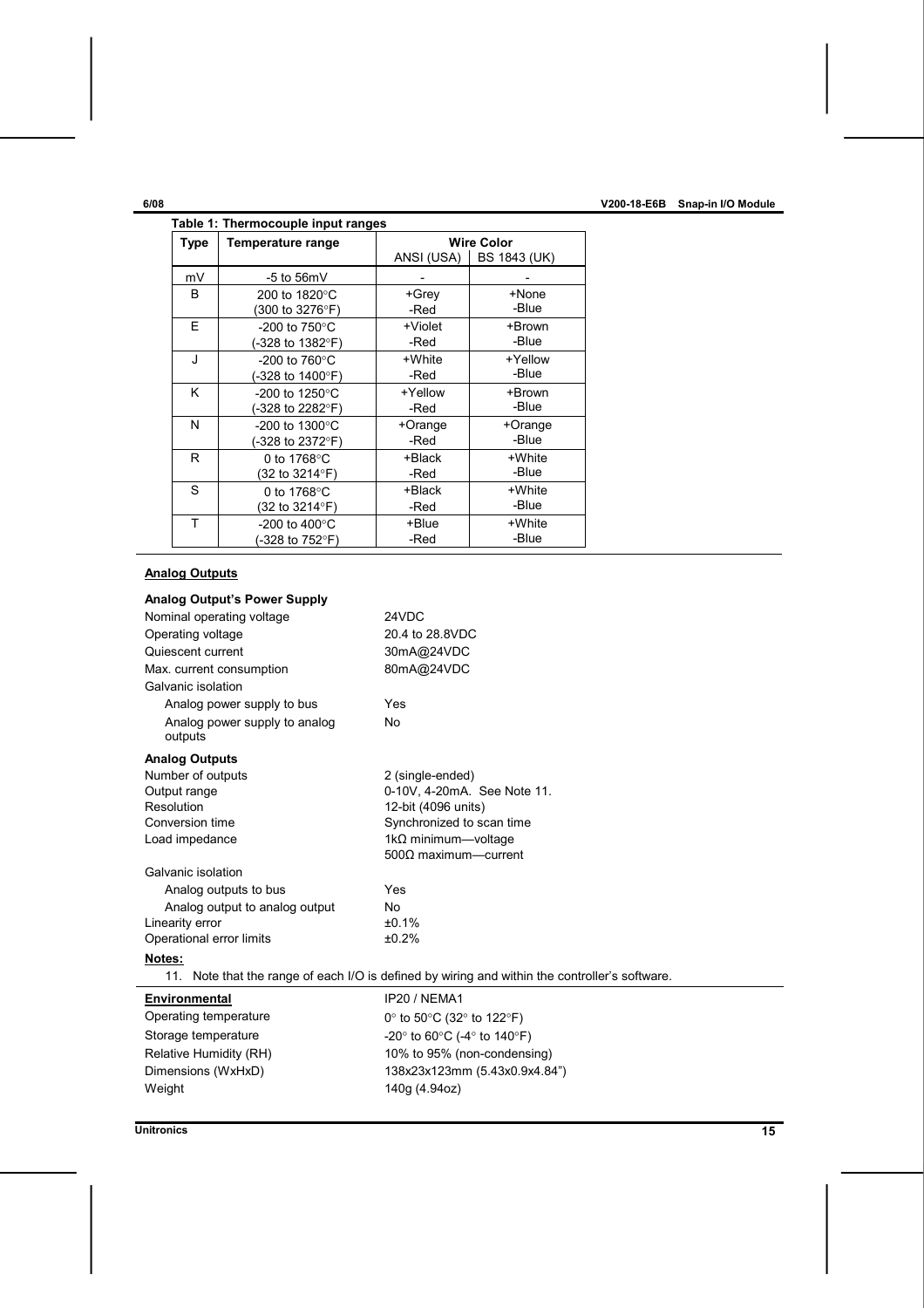**Table 1: Thermocouple input ranges**

| Type | Temperature range | Wire Color | |
|---|---|---|---|
| | | ANSI (USA) | BS 1843 (UK) |
| mV | -5 to 56mV | - | - |
| B | 200 to 1820°C (300 to 3276°F) | +Grey -Red | +None -Blue |
| E | -200 to 750°C (-328 to 1382°F) | +Violet -Red | +Brown -Blue |
| J | -200 to 760°C (-328 to 1400°F) | +White -Red | +Yellow -Blue |
| K | -200 to 1250°C (-328 to 2282°F) | +Yellow -Red | +Brown -Blue |
| N | -200 to 1300°C (-328 to 2372°F) | +Orange -Red | +Orange -Blue |
| R | 0 to 1768°C (32 to 3214°F) | +Black -Red | +White -Blue |
| S | 0 to 1768°C (32 to 3214°F) | +Black -Red | +White -Blue |
| T | -200 to 400°C (-328 to 752°F) | +Blue -Red | +White -Blue |

## Analog Outputs

**Analog Output's Power Supply**

| | |
|---|---|
| Nominal operating voltage | 24VDC |
| Operating voltage | 20.4 to 28.8VDC |
| Quiescent current | 30mA@24VDC |
| Max. current consumption | 80mA@24VDC |
| Galvanic isolation | |
| Analog power supply to bus | Yes |
| Analog power supply to analog outputs | No |

**Analog Outputs**

| | |
|---|---|
| Number of outputs | 2 (single-ended) |
| Output range | 0-10V, 4-20mA. See Note 11. |
| Resolution | 12-bit (4096 units) |
| Conversion time | Synchronized to scan time |
| Load impedance | 1kΩ minimum—voltage<br>500Ω maximum—current |
| Galvanic isolation | |
| Analog outputs to bus | Yes |
| Analog output to analog output | No |
| Linearity error | ±0.1% |
| Operational error limits | ±0.2% |

**Notes:**

11. Note that the range of each I/O is defined by wiring and within the controller's software.

## Environmental

| | |
|---|---|
| Environmental | IP20 / NEMA1 |
| Operating temperature | 0° to 50°C (32° to 122°F) |
| Storage temperature | -20° to 60°C (-4° to 140°F) |
| Relative Humidity (RH) | 10% to 95% (non-condensing) |
| Dimensions (WxHxD) | 138x23x123mm (5.43x0.9x4.84") |
| Weight | 140g (4.94oz) |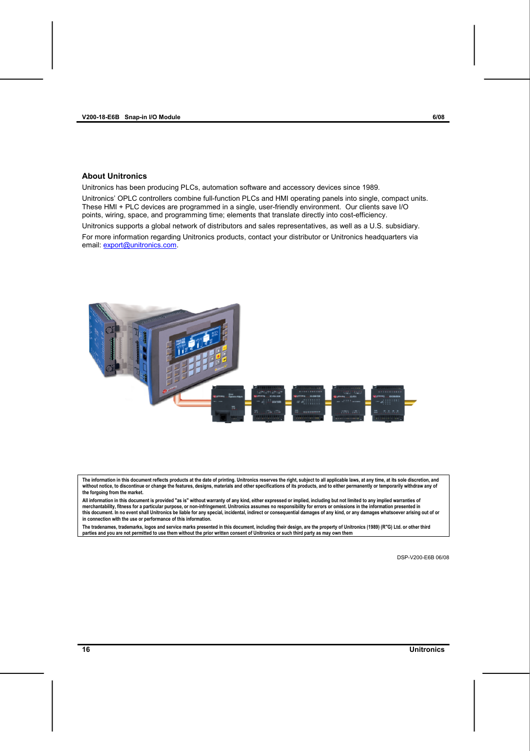## About Unitronics

Unitronics has been producing PLCs, automation software and accessory devices since 1989.

Unitronics' OPLC controllers combine full-function PLCs and HMI operating panels into single, compact units. These HMI + PLC devices are programmed in a single, user-friendly environment. Our clients save I/O points, wiring, space, and programming time; elements that translate directly into cost-efficiency.

Unitronics supports a global network of distributors and sales representatives, as well as a U.S. subsidiary.

For more information regarding Unitronics products, contact your distributor or Unitronics headquarters via email: export@unitronics.com.

**The information in this document reflects products at the date of printing. Unitronics reserves the right, subject to all applicable laws, at any time, at its sole discretion, and without notice, to discontinue or change the features, designs, materials and other specifications of its products, and to either permanently or temporarily withdraw any of the forgoing from the market.**

**All information in this document is provided "as is" without warranty of any kind, either expressed or implied, including but not limited to any implied warranties of merchantability, fitness for a particular purpose, or non-infringement. Unitronics assumes no responsibility for errors or omissions in the information presented in this document. In no event shall Unitronics be liable for any special, incidental, indirect or consequential damages of any kind, or any damages whatsoever arising out of or in connection with the use or performance of this information.**

**The tradenames, trademarks, logos and service marks presented in this document, including their design, are the property of Unitronics (1989) (R"G) Ltd. or other third parties and you are not permitted to use them without the prior written consent of Unitronics or such third party as may own them**

DSP-V200-E6B 06/08